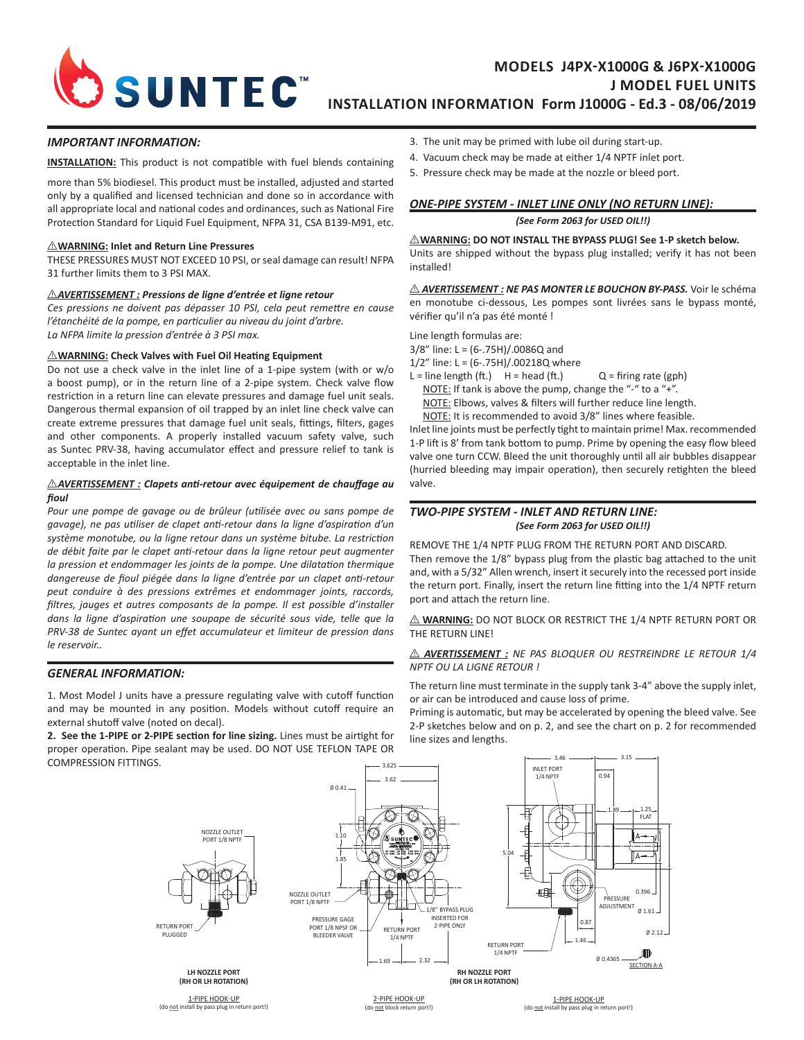# MODELS J4PX-X1000G & J6PX-X1000G
## J MODEL FUEL UNITS
## INSTALLATION INFORMATION Form J1000G - Ed.3 - 08/06/2019

### *IMPORTANT INFORMATION:*

**INSTALLATION:** This product is not compatible with fuel blends containing more than 5% biodiesel. This product must be installed, adjusted and started only by a qualified and licensed technician and done so in accordance with all appropriate local and national codes and ordinances, such as National Fire Protection Standard for Liquid Fuel Equipment, NFPA 31, CSA B139-M91, etc.

⚠**WARNING: Inlet and Return Line Pressures**
THESE PRESSURES MUST NOT EXCEED 10 PSI, or seal damage can result! NFPA 31 further limits them to 3 PSI MAX.

⚠***AVERTISSEMENT : Pressions de ligne d'entrée et ligne retour***
*Ces pressions ne doivent pas dépasser 10 PSI, cela peut remettre en cause l'étanchéité de la pompe, en particulier au niveau du joint d'arbre. La NFPA limite la pression d'entrée à 3 PSI max.*

⚠**WARNING: Check Valves with Fuel Oil Heating Equipment**
Do not use a check valve in the inlet line of a 1-pipe system (with or w/o a boost pump), or in the return line of a 2-pipe system. Check valve flow restriction in a return line can elevate pressures and damage fuel unit seals. Dangerous thermal expansion of oil trapped by an inlet line check valve can create extreme pressures that damage fuel unit seals, fittings, filters, gages and other components. A properly installed vacuum safety valve, such as Suntec PRV-38, having accumulator effect and pressure relief to tank is acceptable in the inlet line.

⚠***AVERTISSEMENT : Clapets anti-retour avec équipement de chauffage au fioul***
*Pour une pompe de gavage ou de brûleur (utilisée avec ou sans pompe de gavage), ne pas utiliser de clapet anti-retour dans la ligne d'aspiration d'un système monotube, ou la ligne retour dans un système bitube. La restriction de débit faite par le clapet anti-retour dans la ligne retour peut augmenter la pression et endommager les joints de la pompe. Une dilatation thermique dangereuse de fioul piégée dans la ligne d'entrée par un clapet anti-retour peut conduire à des pressions extrêmes et endommager joints, raccords, filtres, jauges et autres composants de la pompe. Il est possible d'installer dans la ligne d'aspiration une soupape de sécurité sous vide, telle que la PRV-38 de Suntec ayant un effet accumulateur et limiteur de pression dans le reservoir..*

### *GENERAL INFORMATION:*

1. Most Model J units have a pressure regulating valve with cutoff function and may be mounted in any position. Models without cutoff require an external shutoff valve (noted on decal).
2. **See the 1-PIPE or 2-PIPE section for line sizing.** Lines must be airtight for proper operation. Pipe sealant may be used. DO NOT USE TEFLON TAPE OR COMPRESSION FITTINGS.
3. The unit may be primed with lube oil during start-up.
4. Vacuum check may be made at either 1/4 NPTF inlet port.
5. Pressure check may be made at the nozzle or bleed port.

### *ONE-PIPE SYSTEM - INLET LINE ONLY (NO RETURN LINE):*
***(See Form 2063 for USED OIL!!)***

⚠**WARNING: DO NOT INSTALL THE BYPASS PLUG! See 1-P sketch below.**
Units are shipped without the bypass plug installed; verify it has not been installed!

⚠ ***AVERTISSEMENT : NE PAS MONTER LE BOUCHON BY-PASS.*** Voir le schéma en monotube ci-dessous, Les pompes sont livrées sans le bypass monté, vérifier qu'il n'a pas été monté !

Line length formulas are:
3/8" line: L = (6-.75H)/.0086Q and
1/2" line: L = (6-.75H)/.00218Q where
L = line length (ft.) H = head (ft.) Q = firing rate (gph)
NOTE: If tank is above the pump, change the "-" to a "+".
NOTE: Elbows, valves & filters will further reduce line length.
NOTE: It is recommended to avoid 3/8" lines where feasible.
Inlet line joints must be perfectly tight to maintain prime! Max. recommended 1-P lift is 8' from tank bottom to pump. Prime by opening the easy flow bleed valve one turn CCW. Bleed the unit thoroughly until all air bubbles disappear (hurried bleeding may impair operation), then securely retighten the bleed valve.

### *TWO-PIPE SYSTEM - INLET AND RETURN LINE:*
***(See Form 2063 for USED OIL!!)***

REMOVE THE 1/4 NPTF PLUG FROM THE RETURN PORT AND DISCARD.
Then remove the 1/8" bypass plug from the plastic bag attached to the unit and, with a 5/32" Allen wrench, insert it securely into the recessed port inside the return port. Finally, insert the return line fitting into the 1/4 NPTF return port and attach the return line.

⚠ **WARNING:** DO NOT BLOCK OR RESTRICT THE 1/4 NPTF RETURN PORT OR THE RETURN LINE!

⚠ ***AVERTISSEMENT :*** *NE PAS BLOQUER OU RESTREINDRE LE RETOUR 1/4 NPTF OU LA LIGNE RETOUR !*

The return line must terminate in the supply tank 3-4" above the supply inlet, or air can be introduced and cause loss of prime.
Priming is automatic, but may be accelerated by opening the bleed valve. See 2-P sketches below and on p. 2, and see the chart on p. 2 for recommended line sizes and lengths.

NOZZLE OUTLET PORT 1/8 NPTF — RETURN PORT PLUGGED
**LH NOZZLE PORT (RH OR LH ROTATION)**
1-PIPE HOOK-UP (do not install by pass plug in return port!)

NOZZLE OUTLET PORT 1/8 NPTF — PRESSURE GAGE PORT 1/8 NPSF OR BLEEDER VALVE — RETURN PORT 1/4 NPTF — 1/8" BYPASS PLUG INSERTED FOR 2-PIPE ONLY — 3.625 — 3.62 — Ø 0.41 — 1.10 — 1.85 — 1.69 — 2.32
2-PIPE HOOK-UP (do not block return port!)

INLET PORT 1/4 NPTF — 3.46 — 3.15 — 0.94 — 1.89 — 1.25 FLAT — 5.04 — PRESSURE ADJUSTMENT — 0.396 — Ø 1.61 — 0.87 — 1.46 — Ø 2.12 — RETURN PORT 1/4 NPTF — Ø 0.4365 — SECTION A-A
**RH NOZZLE PORT (RH OR LH ROTATION)**
1-PIPE HOOK-UP (do not install by pass plug in return port!)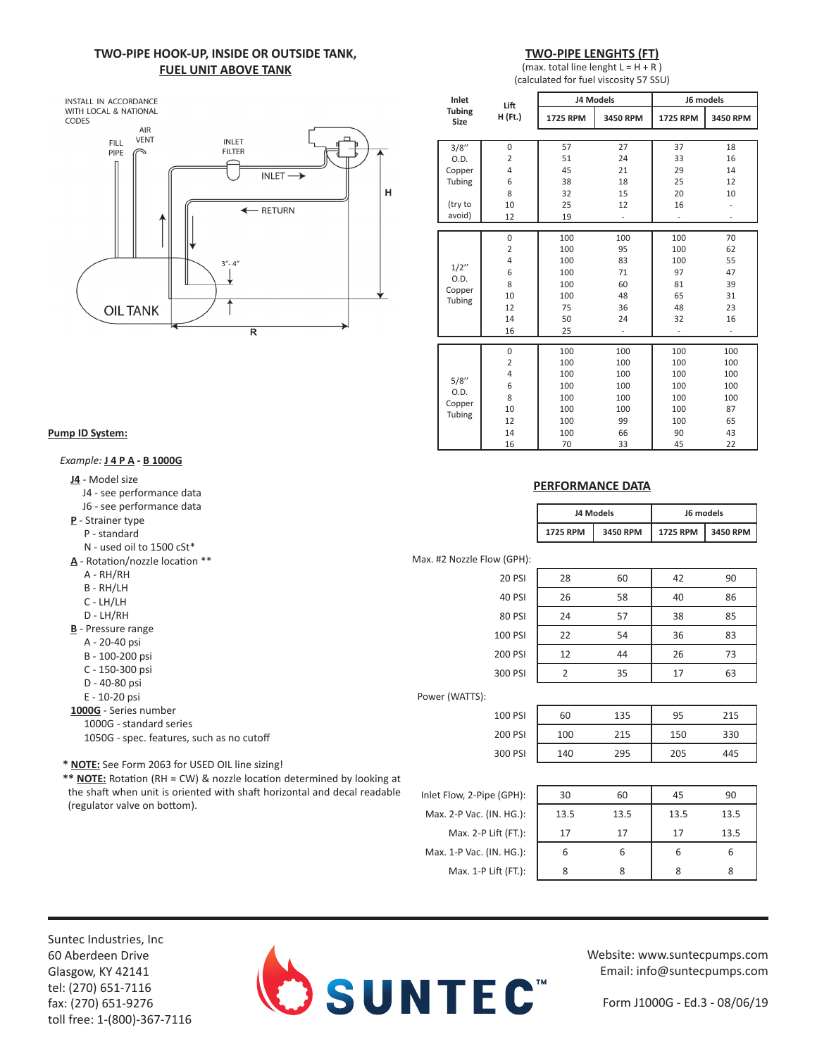## TWO-PIPE HOOK-UP, INSIDE OR OUTSIDE TANK, FUEL UNIT ABOVE TANK

INSTALL IN ACCORDANCE WITH LOCAL & NATIONAL CODES

FILL PIPE

AIR VENT

INLET FILTER

INLET

RETURN

H

3"- 4"

OIL TANK

R

## TWO-PIPE LENGHTS (FT)

(max. total line lenght L = H + R )
(calculated for fuel viscosity 57 SSU)

| Inlet Tubing Size | Lift H (Ft.) | J4 Models | | J6 models | |
|---|---|---|---|---|---|
| | | 1725 RPM | 3450 RPM | 1725 RPM | 3450 RPM |
| 3/8" O.D. Copper Tubing (try to avoid) | 0 | 57 | 27 | 37 | 18 |
| | 2 | 51 | 24 | 33 | 16 |
| | 4 | 45 | 21 | 29 | 14 |
| | 6 | 38 | 18 | 25 | 12 |
| | 8 | 32 | 15 | 20 | 10 |
| | 10 | 25 | 12 | 16 | - |
| | 12 | 19 | - | - | - |
| 1/2" O.D. Copper Tubing | 0 | 100 | 100 | 100 | 70 |
| | 2 | 100 | 95 | 100 | 62 |
| | 4 | 100 | 83 | 100 | 55 |
| | 6 | 100 | 71 | 97 | 47 |
| | 8 | 100 | 60 | 81 | 39 |
| | 10 | 100 | 48 | 65 | 31 |
| | 12 | 75 | 36 | 48 | 23 |
| | 14 | 50 | 24 | 32 | 16 |
| | 16 | 25 | - | - | - |
| 5/8" O.D. Copper Tubing | 0 | 100 | 100 | 100 | 100 |
| | 2 | 100 | 100 | 100 | 100 |
| | 4 | 100 | 100 | 100 | 100 |
| | 6 | 100 | 100 | 100 | 100 |
| | 8 | 100 | 100 | 100 | 100 |
| | 10 | 100 | 100 | 100 | 87 |
| | 12 | 100 | 99 | 100 | 65 |
| | 14 | 100 | 66 | 90 | 43 |
| | 16 | 70 | 33 | 45 | 22 |

## Pump ID System:

*Example:* **J 4 P A - B 1000G**

- **J4** - Model size
  - J4 - see performance data
  - J6 - see performance data
- **P** - Strainer type
  - P - standard
  - N - used oil to 1500 cSt*
- **A** - Rotation/nozzle location **
  - A - RH/RH
  - B - RH/LH
  - C - LH/LH
  - D - LH/RH
- **B** - Pressure range
  - A - 20-40 psi
  - B - 100-200 psi
  - C - 150-300 psi
  - D - 40-80 psi
  - E - 10-20 psi
- **1000G** - Series number
  - 1000G - standard series
  - 1050G - spec. features, such as no cutoff

\* **NOTE:** See Form 2063 for USED OIL line sizing!

\*\* **NOTE:** Rotation (RH = CW) & nozzle location determined by looking at the shaft when unit is oriented with shaft horizontal and decal readable (regulator valve on bottom).

## PERFORMANCE DATA

| | J4 Models | | J6 models | |
|---|---|---|---|---|
| | 1725 RPM | 3450 RPM | 1725 RPM | 3450 RPM |
| **Max. #2 Nozzle Flow (GPH):** | | | | |
| 20 PSI | 28 | 60 | 42 | 90 |
| 40 PSI | 26 | 58 | 40 | 86 |
| 80 PSI | 24 | 57 | 38 | 85 |
| 100 PSI | 22 | 54 | 36 | 83 |
| 200 PSI | 12 | 44 | 26 | 73 |
| 300 PSI | 2 | 35 | 17 | 63 |
| **Power (WATTS):** | | | | |
| 100 PSI | 60 | 135 | 95 | 215 |
| 200 PSI | 100 | 215 | 150 | 330 |
| 300 PSI | 140 | 295 | 205 | 445 |
| Inlet Flow, 2-Pipe (GPH): | 30 | 60 | 45 | 90 |
| Max. 2-P Vac. (IN. HG.): | 13.5 | 13.5 | 13.5 | 13.5 |
| Max. 2-P Lift (FT.): | 17 | 17 | 17 | 13.5 |
| Max. 1-P Vac. (IN. HG.): | 6 | 6 | 6 | 6 |
| Max. 1-P Lift (FT.): | 8 | 8 | 8 | 8 |

Suntec Industries, Inc
60 Aberdeen Drive
Glasgow, KY 42141
tel: (270) 651-7116
fax: (270) 651-9276
toll free: 1-(800)-367-7116

SUNTEC™

Website: www.suntecpumps.com
Email: info@suntecpumps.com

Form J1000G - Ed.3 - 08/06/19